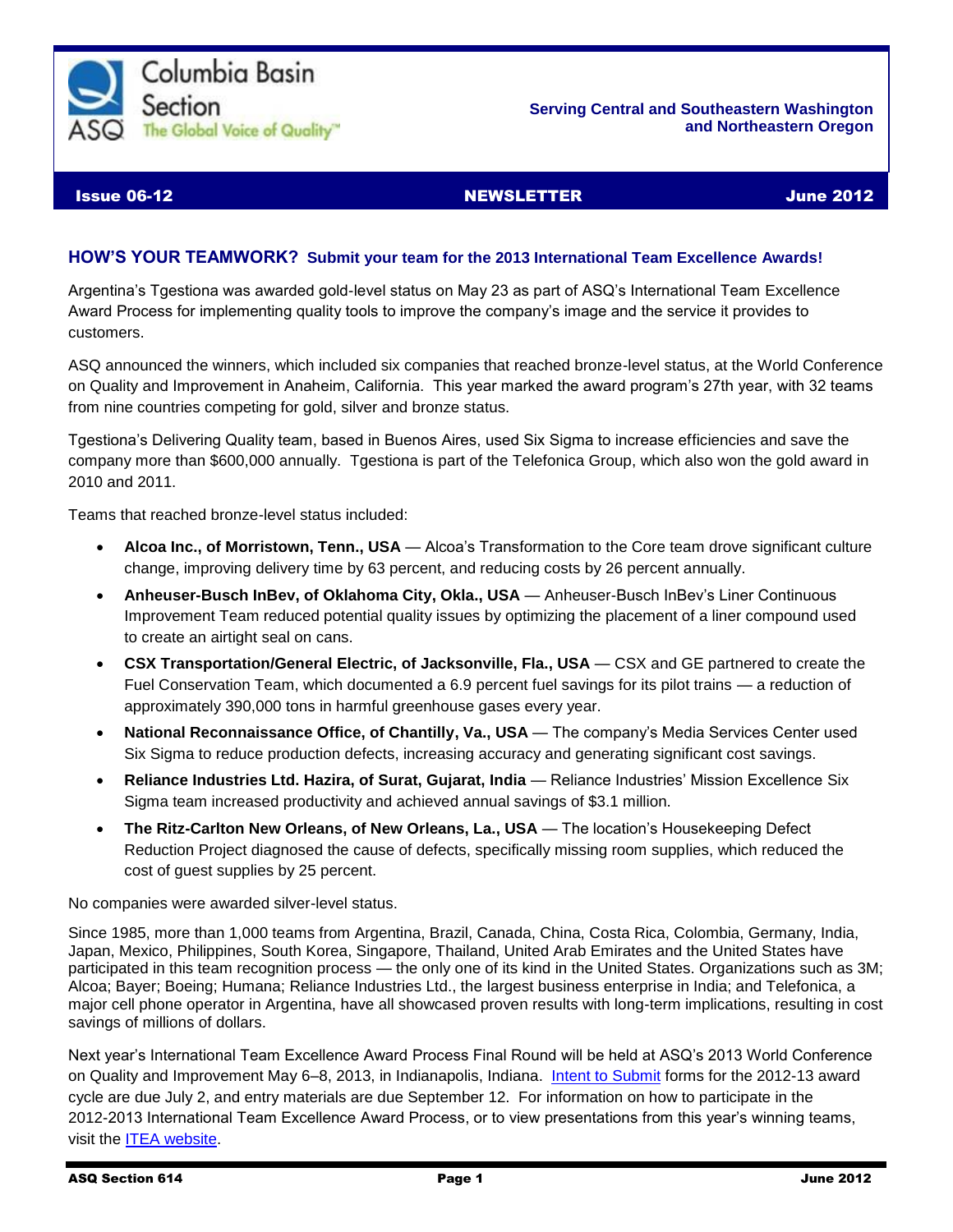Columbia Basin Section

ASQ The Global Voice of Quality™

**Serving Central and Southeastern Washington and Northeastern Oregon**

**Issue 06-12** **NEWSLETTER** **June 2012**

## HOW'S YOUR TEAMWORK? Submit your team for the 2013 International Team Excellence Awards!

Argentina's Tgestiona was awarded gold-level status on May 23 as part of ASQ's International Team Excellence Award Process for implementing quality tools to improve the company's image and the service it provides to customers.

ASQ announced the winners, which included six companies that reached bronze-level status, at the World Conference on Quality and Improvement in Anaheim, California. This year marked the award program's 27th year, with 32 teams from nine countries competing for gold, silver and bronze status.

Tgestiona's Delivering Quality team, based in Buenos Aires, used Six Sigma to increase efficiencies and save the company more than $600,000 annually. Tgestiona is part of the Telefonica Group, which also won the gold award in 2010 and 2011.

Teams that reached bronze-level status included:

- **Alcoa Inc., of Morristown, Tenn., USA** — Alcoa's Transformation to the Core team drove significant culture change, improving delivery time by 63 percent, and reducing costs by 26 percent annually.
- **Anheuser-Busch InBev, of Oklahoma City, Okla., USA** — Anheuser-Busch InBev's Liner Continuous Improvement Team reduced potential quality issues by optimizing the placement of a liner compound used to create an airtight seal on cans.
- **CSX Transportation/General Electric, of Jacksonville, Fla., USA** — CSX and GE partnered to create the Fuel Conservation Team, which documented a 6.9 percent fuel savings for its pilot trains — a reduction of approximately 390,000 tons in harmful greenhouse gases every year.
- **National Reconnaissance Office, of Chantilly, Va., USA** — The company's Media Services Center used Six Sigma to reduce production defects, increasing accuracy and generating significant cost savings.
- **Reliance Industries Ltd. Hazira, of Surat, Gujarat, India** — Reliance Industries' Mission Excellence Six Sigma team increased productivity and achieved annual savings of $3.1 million.
- **The Ritz-Carlton New Orleans, of New Orleans, La., USA** — The location's Housekeeping Defect Reduction Project diagnosed the cause of defects, specifically missing room supplies, which reduced the cost of guest supplies by 25 percent.

No companies were awarded silver-level status.

Since 1985, more than 1,000 teams from Argentina, Brazil, Canada, China, Costa Rica, Colombia, Germany, India, Japan, Mexico, Philippines, South Korea, Singapore, Thailand, United Arab Emirates and the United States have participated in this team recognition process — the only one of its kind in the United States. Organizations such as 3M; Alcoa; Bayer; Boeing; Humana; Reliance Industries Ltd., the largest business enterprise in India; and Telefonica, a major cell phone operator in Argentina, have all showcased proven results with long-term implications, resulting in cost savings of millions of dollars.

Next year's International Team Excellence Award Process Final Round will be held at ASQ's 2013 World Conference on Quality and Improvement May 6–8, 2013, in Indianapolis, Indiana. Intent to Submit forms for the 2012-13 award cycle are due July 2, and entry materials are due September 12. For information on how to participate in the 2012-2013 International Team Excellence Award Process, or to view presentations from this year's winning teams, visit the ITEA website.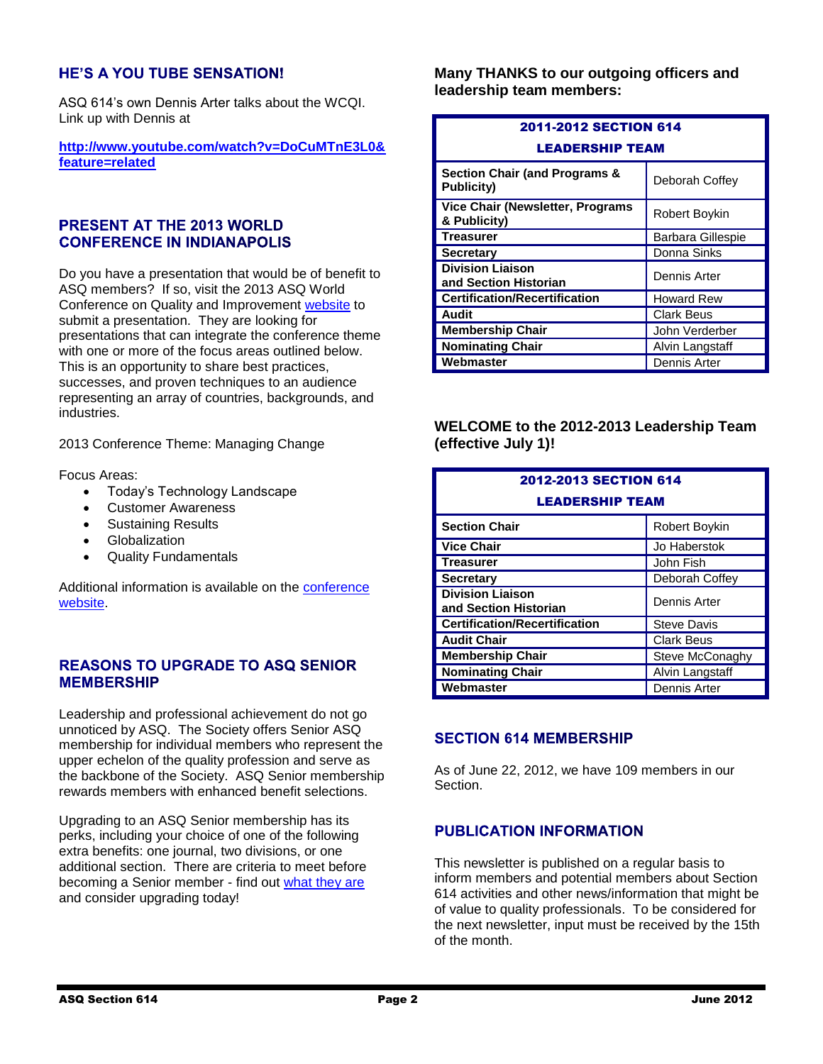## HE'S A YOU TUBE SENSATION!

ASQ 614's own Dennis Arter talks about the WCQI. Link up with Dennis at

**http://www.youtube.com/watch?v=DoCuMTnE3L0&feature=related**

## PRESENT AT THE 2013 WORLD CONFERENCE IN INDIANAPOLIS

Do you have a presentation that would be of benefit to ASQ members? If so, visit the 2013 ASQ World Conference on Quality and Improvement website to submit a presentation. They are looking for presentations that can integrate the conference theme with one or more of the focus areas outlined below. This is an opportunity to share best practices, successes, and proven techniques to an audience representing an array of countries, backgrounds, and industries.

2013 Conference Theme: Managing Change

Focus Areas:

- Today's Technology Landscape
- Customer Awareness
- Sustaining Results
- Globalization
- Quality Fundamentals

Additional information is available on the conference website.

## REASONS TO UPGRADE TO ASQ SENIOR MEMBERSHIP

Leadership and professional achievement do not go unnoticed by ASQ. The Society offers Senior ASQ membership for individual members who represent the upper echelon of the quality profession and serve as the backbone of the Society. ASQ Senior membership rewards members with enhanced benefit selections.

Upgrading to an ASQ Senior membership has its perks, including your choice of one of the following extra benefits: one journal, two divisions, or one additional section. There are criteria to meet before becoming a Senior member - find out what they are and consider upgrading today!

**Many THANKS to our outgoing officers and leadership team members:**

| 2011-2012 SECTION 614 LEADERSHIP TEAM | |
|---|---|
| **Section Chair (and Programs & Publicity)** | Deborah Coffey |
| **Vice Chair (Newsletter, Programs & Publicity)** | Robert Boykin |
| **Treasurer** | Barbara Gillespie |
| **Secretary** | Donna Sinks |
| **Division Liaison and Section Historian** | Dennis Arter |
| **Certification/Recertification** | Howard Rew |
| **Audit** | Clark Beus |
| **Membership Chair** | John Verderber |
| **Nominating Chair** | Alvin Langstaff |
| **Webmaster** | Dennis Arter |

**WELCOME to the 2012-2013 Leadership Team (effective July 1)!**

| 2012-2013 SECTION 614 LEADERSHIP TEAM | |
|---|---|
| **Section Chair** | Robert Boykin |
| **Vice Chair** | Jo Haberstok |
| **Treasurer** | John Fish |
| **Secretary** | Deborah Coffey |
| **Division Liaison and Section Historian** | Dennis Arter |
| **Certification/Recertification** | Steve Davis |
| **Audit Chair** | Clark Beus |
| **Membership Chair** | Steve McConaghy |
| **Nominating Chair** | Alvin Langstaff |
| **Webmaster** | Dennis Arter |

## SECTION 614 MEMBERSHIP

As of June 22, 2012, we have 109 members in our Section.

## PUBLICATION INFORMATION

This newsletter is published on a regular basis to inform members and potential members about Section 614 activities and other news/information that might be of value to quality professionals. To be considered for the next newsletter, input must be received by the 15th of the month.